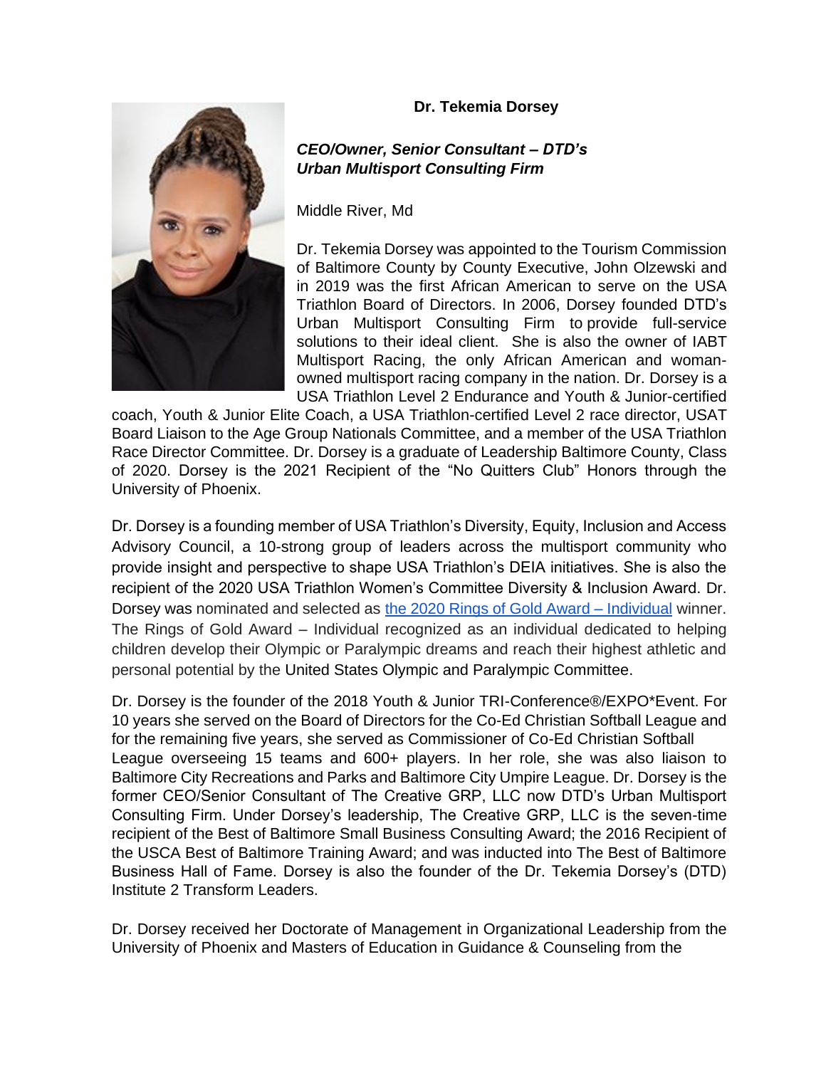**Dr. Tekemia Dorsey**

***CEO/Owner, Senior Consultant – DTD's Urban Multisport Consulting Firm***

Middle River, Md

Dr. Tekemia Dorsey was appointed to the Tourism Commission of Baltimore County by County Executive, John Olzewski and in 2019 was the first African American to serve on the USA Triathlon Board of Directors. In 2006, Dorsey founded DTD's Urban Multisport Consulting Firm to provide full-service solutions to their ideal client. She is also the owner of IABT Multisport Racing, the only African American and woman-owned multisport racing company in the nation. Dr. Dorsey is a USA Triathlon Level 2 Endurance and Youth & Junior-certified coach, Youth & Junior Elite Coach, a USA Triathlon-certified Level 2 race director, USAT Board Liaison to the Age Group Nationals Committee, and a member of the USA Triathlon Race Director Committee. Dr. Dorsey is a graduate of Leadership Baltimore County, Class of 2020. Dorsey is the 2021 Recipient of the "No Quitters Club" Honors through the University of Phoenix.

Dr. Dorsey is a founding member of USA Triathlon's Diversity, Equity, Inclusion and Access Advisory Council, a 10-strong group of leaders across the multisport community who provide insight and perspective to shape USA Triathlon's DEIA initiatives. She is also the recipient of the 2020 USA Triathlon Women's Committee Diversity & Inclusion Award. Dr. Dorsey was nominated and selected as the 2020 Rings of Gold Award – Individual winner. The Rings of Gold Award – Individual recognized as an individual dedicated to helping children develop their Olympic or Paralympic dreams and reach their highest athletic and personal potential by the United States Olympic and Paralympic Committee.

Dr. Dorsey is the founder of the 2018 Youth & Junior TRI-Conference®/EXPO*Event. For 10 years she served on the Board of Directors for the Co-Ed Christian Softball League and for the remaining five years, she served as Commissioner of Co-Ed Christian Softball League overseeing 15 teams and 600+ players. In her role, she was also liaison to Baltimore City Recreations and Parks and Baltimore City Umpire League. Dr. Dorsey is the former CEO/Senior Consultant of The Creative GRP, LLC now DTD's Urban Multisport Consulting Firm. Under Dorsey's leadership, The Creative GRP, LLC is the seven-time recipient of the Best of Baltimore Small Business Consulting Award; the 2016 Recipient of the USCA Best of Baltimore Training Award; and was inducted into The Best of Baltimore Business Hall of Fame. Dorsey is also the founder of the Dr. Tekemia Dorsey's (DTD) Institute 2 Transform Leaders.

Dr. Dorsey received her Doctorate of Management in Organizational Leadership from the University of Phoenix and Masters of Education in Guidance & Counseling from the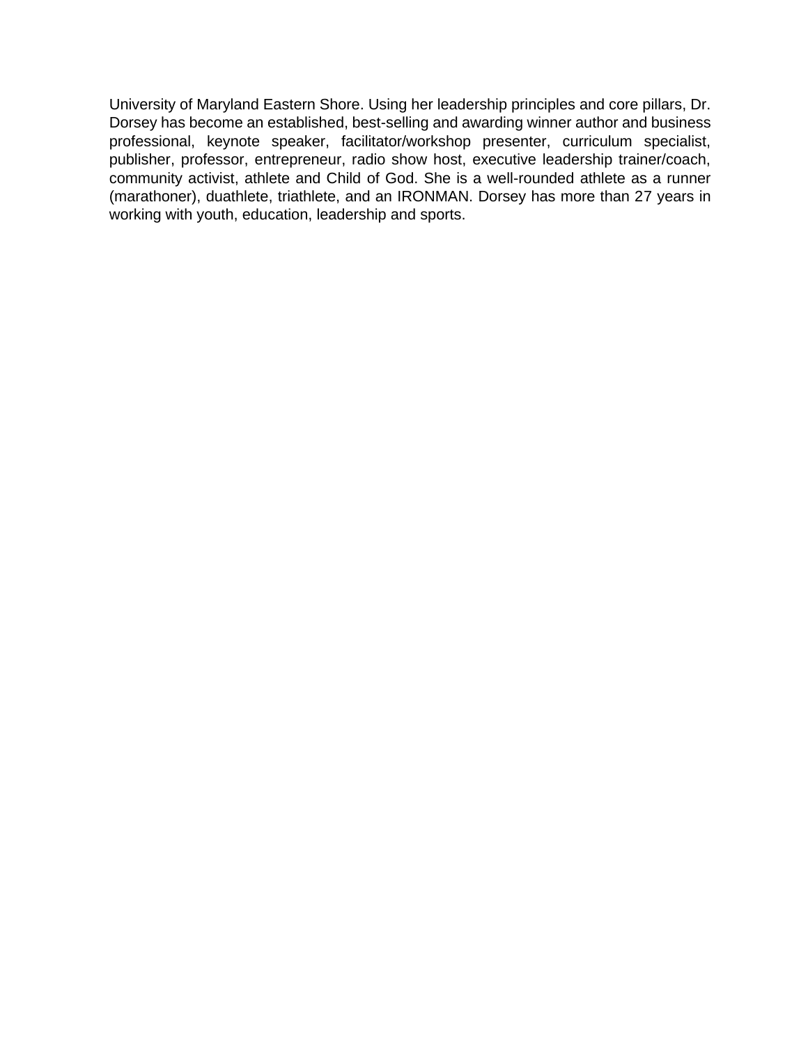University of Maryland Eastern Shore. Using her leadership principles and core pillars, Dr. Dorsey has become an established, best-selling and awarding winner author and business professional, keynote speaker, facilitator/workshop presenter, curriculum specialist, publisher, professor, entrepreneur, radio show host, executive leadership trainer/coach, community activist, athlete and Child of God. She is a well-rounded athlete as a runner (marathoner), duathlete, triathlete, and an IRONMAN. Dorsey has more than 27 years in working with youth, education, leadership and sports.